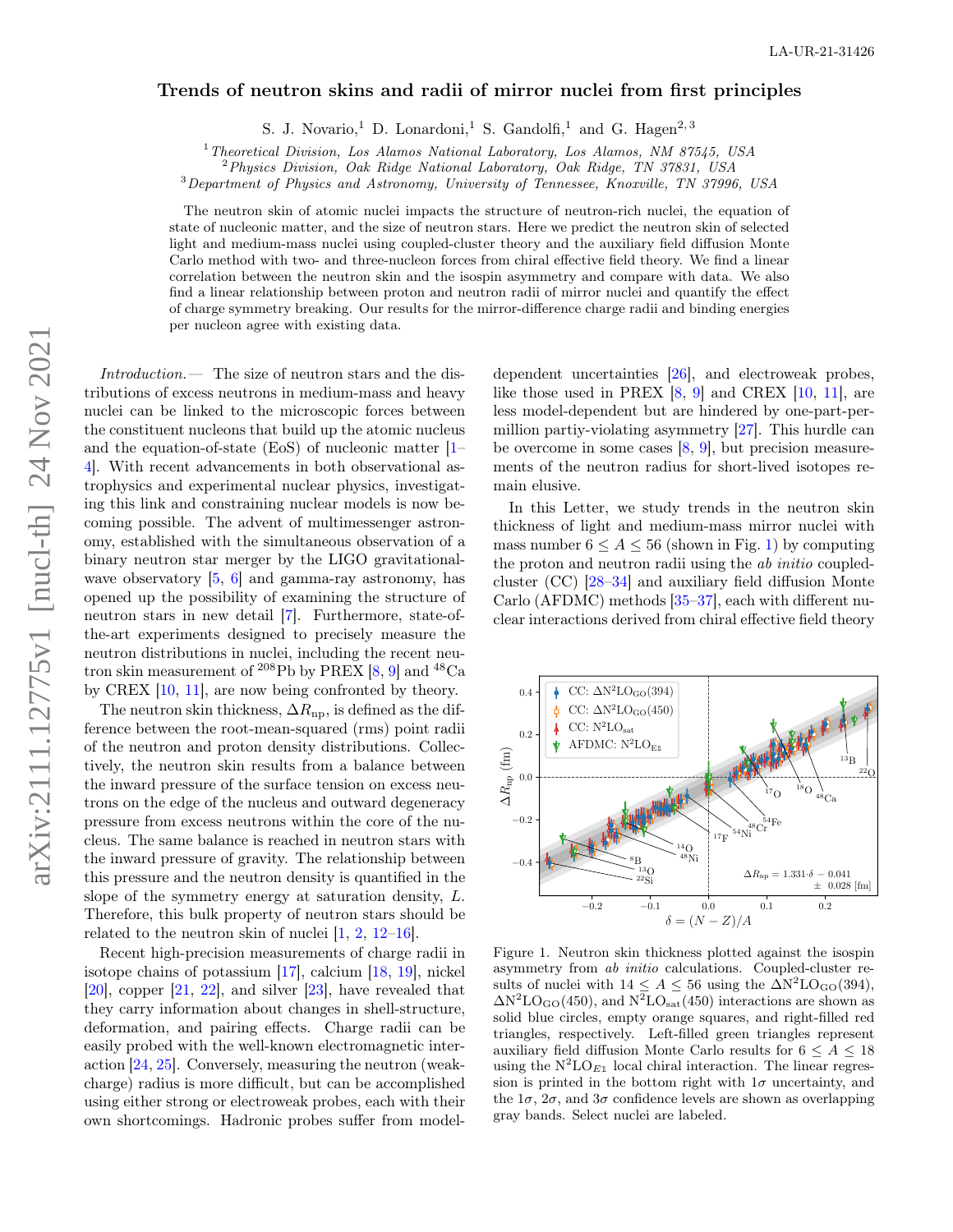LA-UR-21-31426

# Trends of neutron skins and radii of mirror nuclei from first principles

S. J. Novario,[1] D. Lonardoni,[1] S. Gandolfi,[1] and G. Hagen[2,3]

[1] *Theoretical Division, Los Alamos National Laboratory, Los Alamos, NM 87545, USA*
[2] *Physics Division, Oak Ridge National Laboratory, Oak Ridge, TN 37831, USA*
[3] *Department of Physics and Astronomy, University of Tennessee, Knoxville, TN 37996, USA*

The neutron skin of atomic nuclei impacts the structure of neutron-rich nuclei, the equation of state of nucleonic matter, and the size of neutron stars. Here we predict the neutron skin of selected light and medium-mass nuclei using coupled-cluster theory and the auxiliary field diffusion Monte Carlo method with two- and three-nucleon forces from chiral effective field theory. We find a linear correlation between the neutron skin and the isospin asymmetry and compare with data. We also find a linear relationship between proton and neutron radii of mirror nuclei and quantify the effect of charge symmetry breaking. Our results for the mirror-difference charge radii and binding energies per nucleon agree with existing data.

*Introduction.*— The size of neutron stars and the distributions of excess neutrons in medium-mass and heavy nuclei can be linked to the microscopic forces between the constituent nucleons that build up the atomic nucleus and the equation-of-state (EoS) of nucleonic matter [1–4]. With recent advancements in both observational astrophysics and experimental nuclear physics, investigating this link and constraining nuclear models is now becoming possible. The advent of multimessenger astronomy, established with the simultaneous observation of a binary neutron star merger by the LIGO gravitational-wave observatory [5, 6] and gamma-ray astronomy, has opened up the possibility of examining the structure of neutron stars in new detail [7]. Furthermore, state-of-the-art experiments designed to precisely measure the neutron distributions in nuclei, including the recent neutron skin measurement of $^{208}$Pb by PREX [8, 9] and $^{48}$Ca by CREX [10, 11], are now being confronted by theory.

The neutron skin thickness, $\Delta R_{\rm np}$, is defined as the difference between the root-mean-squared (rms) point radii of the neutron and proton density distributions. Collectively, the neutron skin results from a balance between the inward pressure of the surface tension on excess neutrons on the edge of the nucleus and outward degeneracy pressure from excess neutrons within the core of the nucleus. The same balance is reached in neutron stars with the inward pressure of gravity. The relationship between this pressure and the neutron density is quantified in the slope of the symmetry energy at saturation density, $L$. Therefore, this bulk property of neutron stars should be related to the neutron skin of nuclei [1, 2, 12–16].

Recent high-precision measurements of charge radii in isotope chains of potassium [17], calcium [18, 19], nickel [20], copper [21, 22], and silver [23], have revealed that they carry information about changes in shell-structure, deformation, and pairing effects. Charge radii can be easily probed with the well-known electromagnetic interaction [24, 25]. Conversely, measuring the neutron (weak-charge) radius is more difficult, but can be accomplished using either strong or electroweak probes, each with their own shortcomings. Hadronic probes suffer from model-dependent uncertainties [26], and electroweak probes, like those used in PREX [8, 9] and CREX [10, 11], are less model-dependent but are hindered by one-part-per-million partiy-violating asymmetry [27]. This hurdle can be overcome in some cases [8, 9], but precision measurements of the neutron radius for short-lived isotopes remain elusive.

In this Letter, we study trends in the neutron skin thickness of light and medium-mass mirror nuclei with mass number $6 \leq A \leq 56$ (shown in Fig. 1) by computing the proton and neutron radii using the *ab initio* coupled-cluster (CC) [28–34] and auxiliary field diffusion Monte Carlo (AFDMC) methods [35–37], each with different nuclear interactions derived from chiral effective field theory

Figure 1. Neutron skin thickness plotted against the isospin asymmetry from *ab initio* calculations. Coupled-cluster results of nuclei with $14 \leq A \leq 56$ using the $\Delta$N$^2$LO$_{\rm GO}$(394), $\Delta$N$^2$LO$_{\rm GO}$(450), and N$^2$LO$_{\rm sat}$(450) interactions are shown as solid blue circles, empty orange squares, and right-filled red triangles, respectively. Left-filled green triangles represent auxiliary field diffusion Monte Carlo results for $6 \leq A \leq 18$ using the N$^2$LO$_{E\mathbb{1}}$ local chiral interaction. The linear regression is printed in the bottom right with $1\sigma$ uncertainty, and the $1\sigma$, $2\sigma$, and $3\sigma$ confidence levels are shown as overlapping gray bands. Select nuclei are labeled.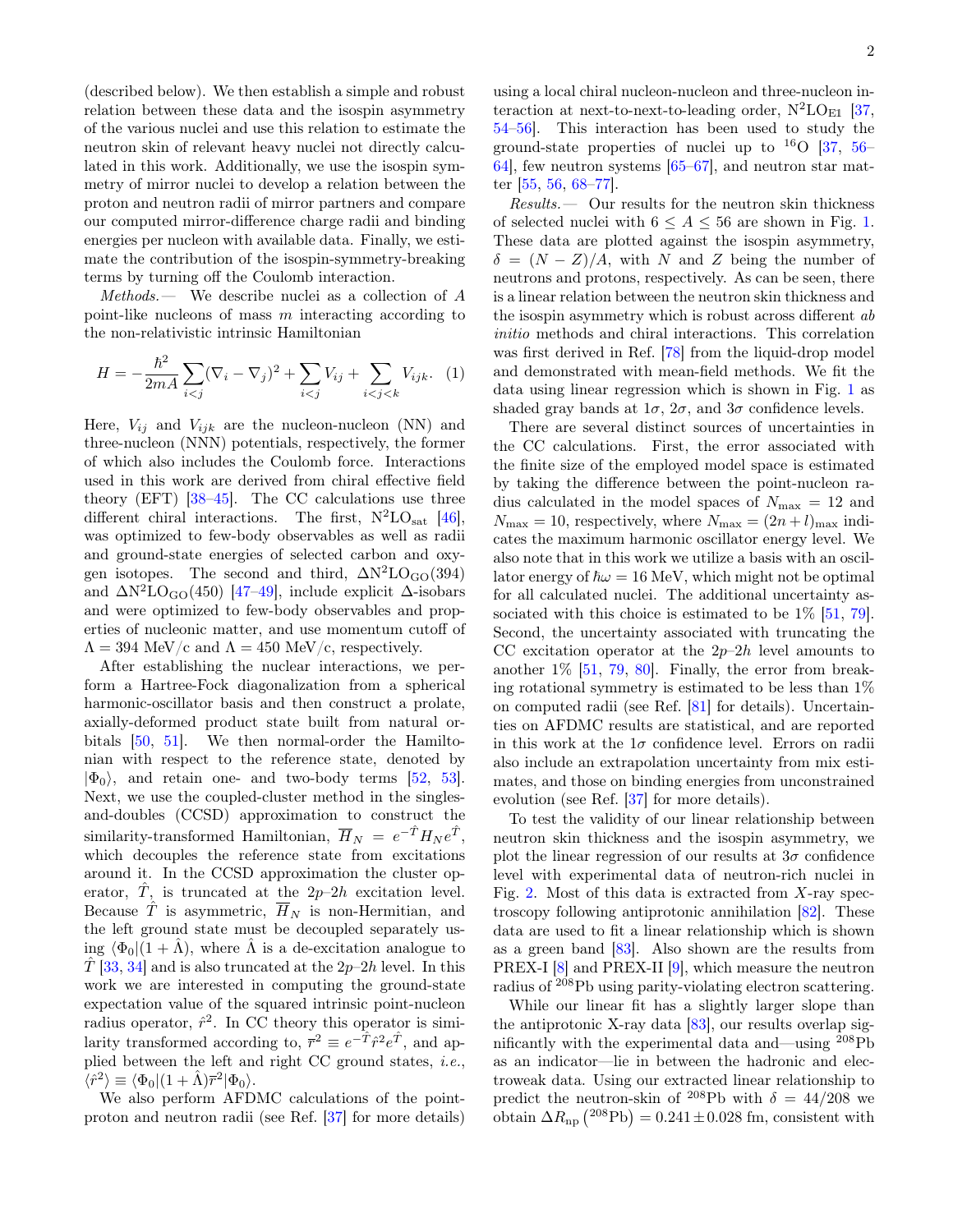(described below). We then establish a simple and robust relation between these data and the isospin asymmetry of the various nuclei and use this relation to estimate the neutron skin of relevant heavy nuclei not directly calculated in this work. Additionally, we use the isospin symmetry of mirror nuclei to develop a relation between the proton and neutron radii of mirror partners and compare our computed mirror-difference charge radii and binding energies per nucleon with available data. Finally, we estimate the contribution of the isospin-symmetry-breaking terms by turning off the Coulomb interaction.

*Methods.—* We describe nuclei as a collection of $A$ point-like nucleons of mass $m$ interacting according to the non-relativistic intrinsic Hamiltonian

$$H = -\frac{\hbar^2}{2mA}\sum_{i<j}(\nabla_i - \nabla_j)^2 + \sum_{i<j} V_{ij} + \sum_{i<j<k} V_{ijk}. \quad (1)$$

Here, $V_{ij}$ and $V_{ijk}$ are the nucleon-nucleon (NN) and three-nucleon (NNN) potentials, respectively, the former of which also includes the Coulomb force. Interactions used in this work are derived from chiral effective field theory (EFT) [38–45]. The CC calculations use three different chiral interactions. The first, $\mathrm{N^2LO_{sat}}$ [46], was optimized to few-body observables as well as radii and ground-state energies of selected carbon and oxygen isotopes. The second and third, $\Delta\mathrm{N^2LO_{GO}}(394)$ and $\Delta\mathrm{N^2LO_{GO}}(450)$ [47–49], include explicit $\Delta$-isobars and were optimized to few-body observables and properties of nucleonic matter, and use momentum cutoff of $\Lambda = 394$ MeV/c and $\Lambda = 450$ MeV/c, respectively.

After establishing the nuclear interactions, we perform a Hartree-Fock diagonalization from a spherical harmonic-oscillator basis and then construct a prolate, axially-deformed product state built from natural orbitals [50, 51]. We then normal-order the Hamiltonian with respect to the reference state, denoted by $|\Phi_0\rangle$, and retain one- and two-body terms [52, 53]. Next, we use the coupled-cluster method in the singles-and-doubles (CCSD) approximation to construct the similarity-transformed Hamiltonian, $\overline{H}_N = e^{-\hat{T}} H_N e^{\hat{T}}$, which decouples the reference state from excitations around it. In the CCSD approximation the cluster operator, $\hat{T}$, is truncated at the $2p$–$2h$ excitation level. Because $\hat{T}$ is asymmetric, $\overline{H}_N$ is non-Hermitian, and the left ground state must be decoupled separately using $\langle\Phi_0|(1+\hat{\Lambda})$, where $\hat{\Lambda}$ is a de-excitation analogue to $\hat{T}$ [33, 34] and is also truncated at the $2p$–$2h$ level. In this work we are interested in computing the ground-state expectation value of the squared intrinsic point-nucleon radius operator, $\hat{r}^2$. In CC theory this operator is similarity transformed according to, $\overline{r}^2 \equiv e^{-\hat{T}}\hat{r}^2 e^{\hat{T}}$, and applied between the left and right CC ground states, *i.e.*, $\langle\hat{r}^2\rangle \equiv \langle\Phi_0|(1+\hat{\Lambda})\overline{r}^2|\Phi_0\rangle$.

We also perform AFDMC calculations of the point-proton and neutron radii (see Ref. [37] for more details) using a local chiral nucleon-nucleon and three-nucleon interaction at next-to-next-to-leading order, $\mathrm{N^2LO_{E1}}$ [37, 54–56]. This interaction has been used to study the ground-state properties of nuclei up to $^{16}$O [37, 56–64], few neutron systems [65–67], and neutron star matter [55, 56, 68–77].

*Results.—* Our results for the neutron skin thickness of selected nuclei with $6 \leq A \leq 56$ are shown in Fig. 1. These data are plotted against the isospin asymmetry, $\delta = (N-Z)/A$, with $N$ and $Z$ being the number of neutrons and protons, respectively. As can be seen, there is a linear relation between the neutron skin thickness and the isospin asymmetry which is robust across different *ab initio* methods and chiral interactions. This correlation was first derived in Ref. [78] from the liquid-drop model and demonstrated with mean-field methods. We fit the data using linear regression which is shown in Fig. 1 as shaded gray bands at $1\sigma$, $2\sigma$, and $3\sigma$ confidence levels.

There are several distinct sources of uncertainties in the CC calculations. First, the error associated with the finite size of the employed model space is estimated by taking the difference between the point-nucleon radius calculated in the model spaces of $N_{\max} = 12$ and $N_{\max} = 10$, respectively, where $N_{\max} = (2n+l)_{\max}$ indicates the maximum harmonic oscillator energy level. We also note that in this work we utilize a basis with an oscillator energy of $\hbar\omega = 16$ MeV, which might not be optimal for all calculated nuclei. The additional uncertainty associated with this choice is estimated to be 1% [51, 79]. Second, the uncertainty associated with truncating the CC excitation operator at the $2p$–$2h$ level amounts to another 1% [51, 79, 80]. Finally, the error from breaking rotational symmetry is estimated to be less than 1% on computed radii (see Ref. [81] for details). Uncertainties on AFDMC results are statistical, and are reported in this work at the $1\sigma$ confidence level. Errors on radii also include an extrapolation uncertainty from mix estimates, and those on binding energies from unconstrained evolution (see Ref. [37] for more details).

To test the validity of our linear relationship between neutron skin thickness and the isospin asymmetry, we plot the linear regression of our results at $3\sigma$ confidence level with experimental data of neutron-rich nuclei in Fig. 2. Most of this data is extracted from $X$-ray spectroscopy following antiprotonic annihilation [82]. These data are used to fit a linear relationship which is shown as a green band [83]. Also shown are the results from PREX-I [8] and PREX-II [9], which measure the neutron radius of $^{208}$Pb using parity-violating electron scattering.

While our linear fit has a slightly larger slope than the antiprotonic X-ray data [83], our results overlap significantly with the experimental data and—using $^{208}$Pb as an indicator—lie in between the hadronic and electroweak data. Using our extracted linear relationship to predict the neutron-skin of $^{208}$Pb with $\delta = 44/208$ we obtain $\Delta R_{\mathrm{np}}\left(^{208}\mathrm{Pb}\right) = 0.241 \pm 0.028$ fm, consistent with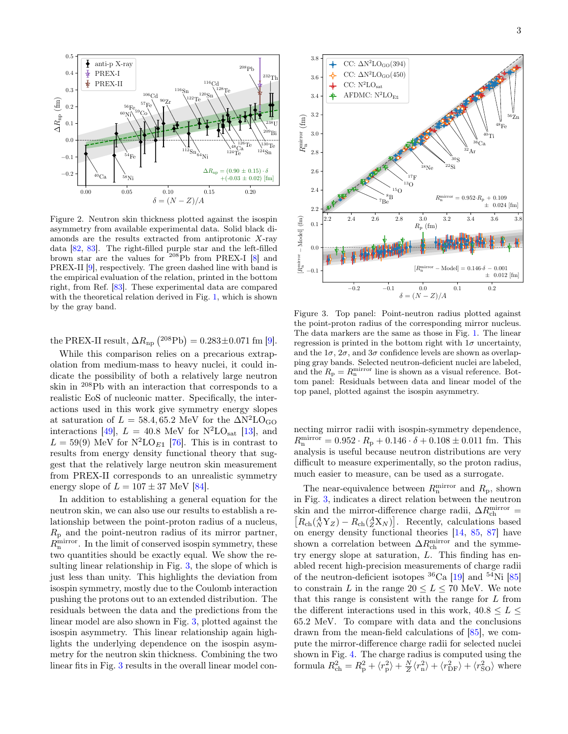Figure 2. Neutron skin thickness plotted against the isospin asymmetry from available experimental data. Solid black diamonds are the results extracted from antiprotonic $X$-ray data [82, 83]. The right-filled purple star and the left-filled brown star are the values for $^{208}$Pb from PREX-I [8] and PREX-II [9], respectively. The green dashed line with band is the empirical evaluation of the relation, printed in the bottom right, from Ref. [83]. These experimental data are compared with the theoretical relation derived in Fig. 1, which is shown by the gray band.

the PREX-II result, $\Delta R_{\mathrm{np}}\left(^{208}\mathrm{Pb}\right) = 0.283 \pm 0.071$ fm [9].

While this comparison relies on a precarious extrapolation from medium-mass to heavy nuclei, it could indicate the possibility of both a relatively large neutron skin in $^{208}$Pb with an interaction that corresponds to a realistic EoS of nucleonic matter. Specifically, the interactions used in this work give symmetry energy slopes at saturation of $L = 58.4, 65.2$ MeV for the $\Delta$N$^2$LO$_{\mathrm{GO}}$ interactions [49], $L = 40.8$ MeV for N$^2$LO$_{\mathrm{sat}}$ [13], and $L = 59(9)$ MeV for N$^2$LO$_{E1}$ [76]. This is in contrast to results from energy density functional theory that suggest that the relatively large neutron skin measurement from PREX-II corresponds to an unrealistic symmetry energy slope of $L = 107 \pm 37$ MeV [84].

In addition to establishing a general equation for the neutron skin, we can also use our results to establish a relationship between the point-proton radius of a nucleus, $R_{\mathrm{p}}$ and the point-neutron radius of its mirror partner, $R_{\mathrm{n}}^{\mathrm{mirror}}$. In the limit of conserved isospin symmetry, these two quantities should be exactly equal. We show the resulting linear relationship in Fig. 3, the slope of which is just less than unity. This highlights the deviation from isospin symmetry, mostly due to the Coulomb interaction pushing the protons out to an extended distribution. The residuals between the data and the predictions from the linear model are also shown in Fig. 3, plotted against the isospin asymmetry. This linear relationship again highlights the underlying dependence on the isospin asymmetry for the neutron skin thickness. Combining the two linear fits in Fig. 3 results in the overall linear model connecting mirror radii with isospin-symmetry dependence, $R_{\mathrm{n}}^{\mathrm{mirror}} = 0.952 \cdot R_{\mathrm{p}} + 0.146 \cdot \delta + 0.108 \pm 0.011$ fm. This analysis is useful because neutron distributions are very difficult to measure experimentally, so the proton radius, much easier to measure, can be used as a surrogate.

Figure 3. Top panel: Point-neutron radius plotted against the point-proton radius of the corresponding mirror nucleus. The data markers are the same as those in Fig. 1. The linear regression is printed in the bottom right with $1\sigma$ uncertainty, and the $1\sigma$, $2\sigma$, and $3\sigma$ confidence levels are shown as overlapping gray bands. Selected neutron-deficient nuclei are labeled, and the $R_{\mathrm{p}} = R_{\mathrm{n}}^{\mathrm{mirror}}$ line is shown as a visual reference. Bottom panel: Residuals between data and linear model of the top panel, plotted against the isospin asymmetry.

The near-equivalence between $R_{\mathrm{n}}^{\mathrm{mirror}}$ and $R_{\mathrm{p}}$, shown in Fig. 3, indicates a direct relation between the neutron skin and the mirror-difference charge radii, $\Delta R_{\mathrm{ch}}^{\mathrm{mirror}} = \left[R_{\mathrm{ch}}(^{A}_{N}\mathrm{Y}_{Z}) - R_{\mathrm{ch}}(^{A}_{Z}\mathrm{X}_{N})\right]$. Recently, calculations based on energy density functional theories [14, 85, 87] have shown a correlation between $\Delta R_{\mathrm{ch}}^{\mathrm{mirror}}$ and the symmetry energy slope at saturation, $L$. This finding has enabled recent high-precision measurements of charge radii of the neutron-deficient isotopes $^{36}$Ca [19] and $^{54}$Ni [85] to constrain $L$ in the range $20 \leq L \leq 70$ MeV. We note that this range is consistent with the range for $L$ from the different interactions used in this work, $40.8 \leq L \leq 65.2$ MeV. To compare with data and the conclusions drawn from the mean-field calculations of [85], we compute the mirror-difference charge radii for selected nuclei shown in Fig. 4. The charge radius is computed using the formula $R_{\mathrm{ch}}^2 = R_{\mathrm{p}}^2 + \langle r_{\mathrm{p}}^2 \rangle + \frac{N}{Z}\langle r_{\mathrm{n}}^2 \rangle + \langle r_{\mathrm{DF}}^2 \rangle + \langle r_{\mathrm{SO}}^2 \rangle$ where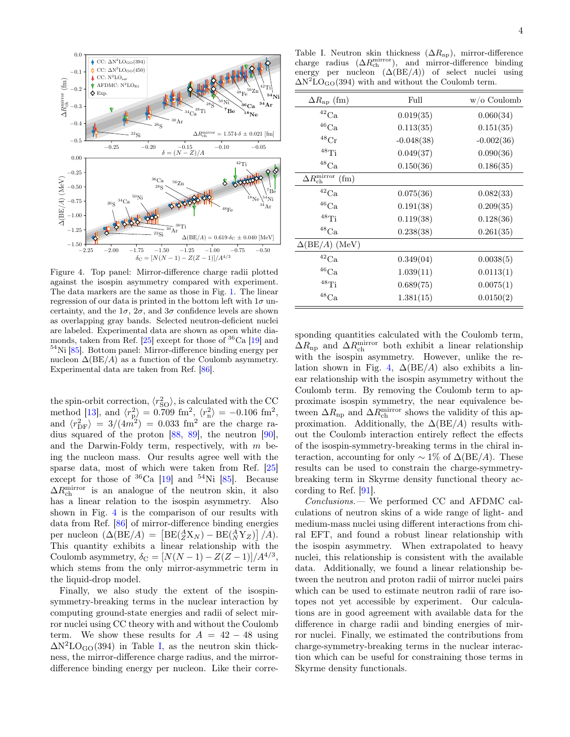Figure 4. Top panel: Mirror-difference charge radii plotted against the isospin asymmetry compared with experiment. The data markers are the same as those in Fig. 1. The linear regression of our data is printed in the bottom left with $1\sigma$ uncertainty, and the $1\sigma$, $2\sigma$, and $3\sigma$ confidence levels are shown as overlapping gray bands. Selected neutron-deficient nuclei are labeled. Experimental data are shown as open white diamonds, taken from Ref. [25] except for those of $^{36}$Ca [19] and $^{54}$Ni [85]. Bottom panel: Mirror-difference binding energy per nucleon $\Delta(\mathrm{BE}/A)$ as a function of the Coulomb asymmetry. Experimental data are taken from Ref. [86].

the spin-orbit correction, $\langle r^2_{\mathrm{SO}}\rangle$, is calculated with the CC method [13], and $\langle r^2_{\mathrm{p}}\rangle = 0.709$ fm$^2$, $\langle r^2_{\mathrm{n}}\rangle = -0.106$ fm$^2$, and $\langle r^2_{\mathrm{DF}}\rangle = 3/(4m^2) = 0.033$ fm$^2$ are the charge radius squared of the proton [88, 89], the neutron [90], and the Darwin-Foldy term, respectively, with $m$ being the nucleon mass. Our results agree well with the sparse data, most of which were taken from Ref. [25] except for those of $^{36}$Ca [19] and $^{54}$Ni [85]. Because $\Delta R^{\mathrm{mirror}}_{\mathrm{ch}}$ is an analogue of the neutron skin, it also has a linear relation to the isospin asymmetry. Also shown in Fig. 4 is the comparison of our results with data from Ref. [86] of mirror-difference binding energies per nucleon ($\Delta(\mathrm{BE}/A) = \left[\mathrm{BE}(^A_Z\mathrm{X}_N) - \mathrm{BE}(^A_N\mathrm{Y}_Z)\right]/A$). This quantity exhibits a linear relationship with the Coulomb asymmetry, $\delta_{\mathrm{C}} = [N(N-1) - Z(Z-1)]/A^{4/3}$, which stems from the only mirror-asymmetric term in the liquid-drop model.

Finally, we also study the extent of the isospin-symmetry-breaking terms in the nuclear interaction by computing ground-state energies and radii of select mirror nuclei using CC theory with and without the Coulomb term. We show these results for $A = 42-48$ using $\Delta\mathrm{N}^2\mathrm{LO}_{\mathrm{GO}}(394)$ in Table I, as the neutron skin thickness, the mirror-difference charge radius, and the mirror-difference binding energy per nucleon. Like their corresponding quantities calculated with the Coulomb term, $\Delta R_{\mathrm{np}}$ and $\Delta R^{\mathrm{mirror}}_{\mathrm{ch}}$ both exhibit a linear relationship with the isospin asymmetry. However, unlike the relation shown in Fig. 4, $\Delta(\mathrm{BE}/A)$ also exhibits a linear relationship with the isospin asymmetry without the Coulomb term. By removing the Coulomb term to approximate isospin symmetry, the near equivalence between $\Delta R_{\mathrm{np}}$ and $\Delta R^{\mathrm{mirror}}_{\mathrm{ch}}$ shows the validity of this approximation. Additionally, the $\Delta(\mathrm{BE}/A)$ results without the Coulomb interaction entirely reflect the effects of the isospin-symmetry-breaking terms in the chiral interaction, accounting for only $\sim 1\%$ of $\Delta(\mathrm{BE}/A)$. These results can be used to constrain the charge-symmetry-breaking term in Skyrme density functional theory according to Ref. [91].

Table I. Neutron skin thickness ($\Delta R_{\mathrm{np}}$), mirror-difference charge radius ($\Delta R^{\mathrm{mirror}}_{\mathrm{ch}}$), and mirror-difference binding energy per nucleon ($\Delta(\mathrm{BE}/A)$) of select nuclei using $\Delta\mathrm{N}^2\mathrm{LO}_{\mathrm{GO}}(394)$ with and without the Coulomb term.

| $\Delta R_{\mathrm{np}}$ (fm) | Full | w/o Coulomb |
|---|---|---|
| $^{42}$Ca | 0.019(35) | 0.060(34) |
| $^{46}$Ca | 0.113(35) | 0.151(35) |
| $^{48}$Cr | -0.048(38) | -0.002(36) |
| $^{48}$Ti | 0.049(37) | 0.090(36) |
| $^{48}$Ca | 0.150(36) | 0.186(35) |
| $\Delta R^{\mathrm{mirror}}_{\mathrm{ch}}$ (fm) | | |
| $^{42}$Ca | 0.075(36) | 0.082(33) |
| $^{46}$Ca | 0.191(38) | 0.209(35) |
| $^{48}$Ti | 0.119(38) | 0.128(36) |
| $^{48}$Ca | 0.238(38) | 0.261(35) |
| $\Delta(\mathrm{BE}/A)$ (MeV) | | |
| $^{42}$Ca | 0.349(04) | 0.0038(5) |
| $^{46}$Ca | 1.039(11) | 0.0113(1) |
| $^{48}$Ti | 0.689(75) | 0.0075(1) |
| $^{48}$Ca | 1.381(15) | 0.0150(2) |

*Conclusions.*— We performed CC and AFDMC calculations of neutron skins of a wide range of light- and medium-mass nuclei using different interactions from chiral EFT, and found a robust linear relationship with the isospin asymmetry. When extrapolated to heavy nuclei, this relationship is consistent with the available data. Additionally, we found a linear relationship between the neutron and proton radii of mirror nuclei pairs which can be used to estimate neutron radii of rare isotopes not yet accessible by experiment. Our calculations are in good agreement with available data for the difference in charge radii and binding energies of mirror nuclei. Finally, we estimated the contributions from charge-symmetry-breaking terms in the nuclear interaction which can be useful for constraining those terms in Skyrme density functionals.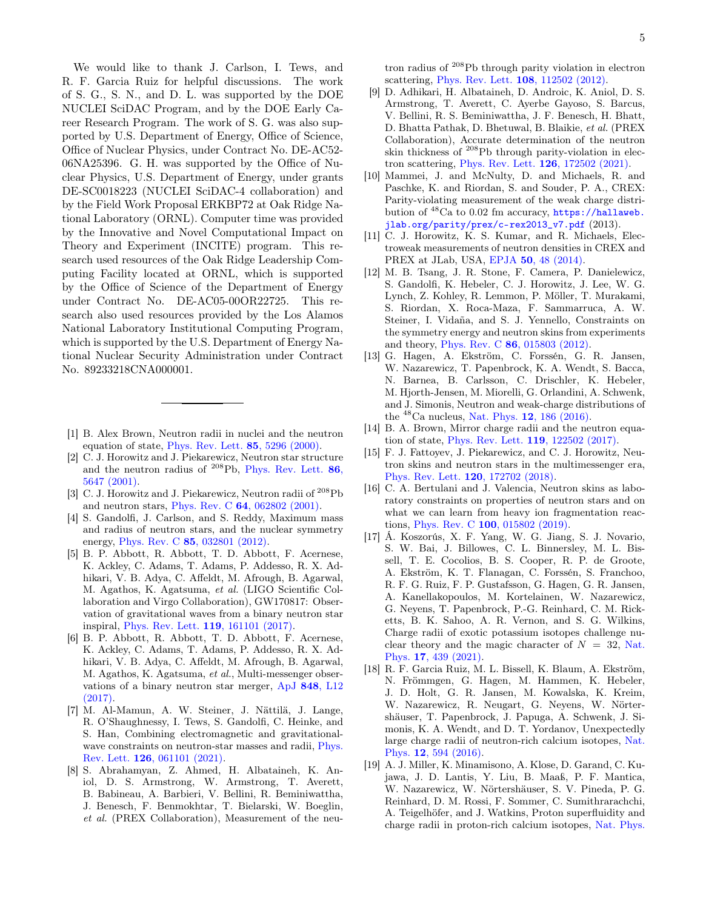We would like to thank J. Carlson, I. Tews, and R. F. Garcia Ruiz for helpful discussions. The work of S. G., S. N., and D. L. was supported by the DOE NUCLEI SciDAC Program, and by the DOE Early Career Research Program. The work of S. G. was also supported by U.S. Department of Energy, Office of Science, Office of Nuclear Physics, under Contract No. DE-AC52-06NA25396. G. H. was supported by the Office of Nuclear Physics, U.S. Department of Energy, under grants DE-SC0018223 (NUCLEI SciDAC-4 collaboration) and by the Field Work Proposal ERKBP72 at Oak Ridge National Laboratory (ORNL). Computer time was provided by the Innovative and Novel Computational Impact on Theory and Experiment (INCITE) program. This research used resources of the Oak Ridge Leadership Computing Facility located at ORNL, which is supported by the Office of Science of the Department of Energy under Contract No. DE-AC05-00OR22725. This research also used resources provided by the Los Alamos National Laboratory Institutional Computing Program, which is supported by the U.S. Department of Energy National Nuclear Security Administration under Contract No. 89233218CNA000001.

---

[1] B. Alex Brown, Neutron radii in nuclei and the neutron equation of state, Phys. Rev. Lett. **85**, 5296 (2000).

[2] C. J. Horowitz and J. Piekarewicz, Neutron star structure and the neutron radius of $^{208}$Pb, Phys. Rev. Lett. **86**, 5647 (2001).

[3] C. J. Horowitz and J. Piekarewicz, Neutron radii of $^{208}$Pb and neutron stars, Phys. Rev. C **64**, 062802 (2001).

[4] S. Gandolfi, J. Carlson, and S. Reddy, Maximum mass and radius of neutron stars, and the nuclear symmetry energy, Phys. Rev. C **85**, 032801 (2012).

[5] B. P. Abbott, R. Abbott, T. D. Abbott, F. Acernese, K. Ackley, C. Adams, T. Adams, P. Addesso, R. X. Adhikari, V. B. Adya, C. Affeldt, M. Afrough, B. Agarwal, M. Agathos, K. Agatsuma, *et al.* (LIGO Scientific Collaboration and Virgo Collaboration), GW170817: Observation of gravitational waves from a binary neutron star inspiral, Phys. Rev. Lett. **119**, 161101 (2017).

[6] B. P. Abbott, R. Abbott, T. D. Abbott, F. Acernese, K. Ackley, C. Adams, T. Adams, P. Addesso, R. X. Adhikari, V. B. Adya, C. Affeldt, M. Afrough, B. Agarwal, M. Agathos, K. Agatsuma, *et al.*, Multi-messenger observations of a binary neutron star merger, ApJ **848**, L12 (2017).

[7] M. Al-Mamun, A. W. Steiner, J. Nättilä, J. Lange, R. O'Shaughnessy, I. Tews, S. Gandolfi, C. Heinke, and S. Han, Combining electromagnetic and gravitational-wave constraints on neutron-star masses and radii, Phys. Rev. Lett. **126**, 061101 (2021).

[8] S. Abrahamyan, Z. Ahmed, H. Albataineh, K. Aniol, D. S. Armstrong, W. Armstrong, T. Averett, B. Babineau, A. Barbieri, V. Bellini, R. Beminiwattha, J. Benesch, F. Benmokhtar, T. Bielarski, W. Boeglin, *et al.* (PREX Collaboration), Measurement of the neutron radius of $^{208}$Pb through parity violation in electron scattering, Phys. Rev. Lett. **108**, 112502 (2012).

[9] D. Adhikari, H. Albataineh, D. Androic, K. Aniol, D. S. Armstrong, T. Averett, C. Ayerbe Gayoso, S. Barcus, V. Bellini, R. S. Beminiwattha, J. F. Benesch, H. Bhatt, D. Bhatta Pathak, D. Bhetuwal, B. Blaikie, *et al.* (PREX Collaboration), Accurate determination of the neutron skin thickness of $^{208}$Pb through parity-violation in electron scattering, Phys. Rev. Lett. **126**, 172502 (2021).

[10] Mammei, J. and McNulty, D. and Michaels, R. and Paschke, K. and Riordan, S. and Souder, P. A., CREX: Parity-violating measurement of the weak charge distribution of $^{48}$Ca to 0.02 fm accuracy, https://hallaweb.jlab.org/parity/prex/c-rex2013_v7.pdf (2013).

[11] C. J. Horowitz, K. S. Kumar, and R. Michaels, Electroweak measurements of neutron densities in CREX and PREX at JLab, USA, EPJA **50**, 48 (2014).

[12] M. B. Tsang, J. R. Stone, F. Camera, P. Danielewicz, S. Gandolfi, K. Hebeler, C. J. Horowitz, J. Lee, W. G. Lynch, Z. Kohley, R. Lemmon, P. Möller, T. Murakami, S. Riordan, X. Roca-Maza, F. Sammarruca, A. W. Steiner, I. Vidaña, and S. J. Yennello, Constraints on the symmetry energy and neutron skins from experiments and theory, Phys. Rev. C **86**, 015803 (2012).

[13] G. Hagen, A. Ekström, C. Forssén, G. R. Jansen, W. Nazarewicz, T. Papenbrock, K. A. Wendt, S. Bacca, N. Barnea, B. Carlsson, C. Drischler, K. Hebeler, M. Hjorth-Jensen, M. Miorelli, G. Orlandini, A. Schwenk, and J. Simonis, Neutron and weak-charge distributions of the $^{48}$Ca nucleus, Nat. Phys. **12**, 186 (2016).

[14] B. A. Brown, Mirror charge radii and the neutron equation of state, Phys. Rev. Lett. **119**, 122502 (2017).

[15] F. J. Fattoyev, J. Piekarewicz, and C. J. Horowitz, Neutron skins and neutron stars in the multimessenger era, Phys. Rev. Lett. **120**, 172702 (2018).

[16] C. A. Bertulani and J. Valencia, Neutron skins as laboratory constraints on properties of neutron stars and on what we can learn from heavy ion fragmentation reactions, Phys. Rev. C **100**, 015802 (2019).

[17] Á. Koszorús, X. F. Yang, W. G. Jiang, S. J. Novario, S. W. Bai, J. Billowes, C. L. Binnersley, M. L. Bissell, T. E. Cocolios, B. S. Cooper, R. P. de Groote, A. Ekström, K. T. Flanagan, C. Forssén, S. Franchoo, R. F. G. Ruiz, F. P. Gustafsson, G. Hagen, G. R. Jansen, A. Kanellakopoulos, M. Kortelainen, W. Nazarewicz, G. Neyens, T. Papenbrock, P.-G. Reinhard, C. M. Ricketts, B. K. Sahoo, A. R. Vernon, and S. G. Wilkins, Charge radii of exotic potassium isotopes challenge nuclear theory and the magic character of $N = 32$, Nat. Phys. **17**, 439 (2021).

[18] R. F. Garcia Ruiz, M. L. Bissell, K. Blaum, A. Ekström, N. Frömmgen, G. Hagen, M. Hammen, K. Hebeler, J. D. Holt, G. R. Jansen, M. Kowalska, K. Kreim, W. Nazarewicz, R. Neugart, G. Neyens, W. Nörtershäuser, T. Papenbrock, J. Papuga, A. Schwenk, J. Simonis, K. A. Wendt, and D. T. Yordanov, Unexpectedly large charge radii of neutron-rich calcium isotopes, Nat. Phys. **12**, 594 (2016).

[19] A. J. Miller, K. Minamisono, A. Klose, D. Garand, C. Kujawa, J. D. Lantis, Y. Liu, B. Maaß, P. F. Mantica, W. Nazarewicz, W. Nörtershäuser, S. V. Pineda, P. G. Reinhard, D. M. Rossi, F. Sommer, C. Sumithrarachchi, A. Teigelhöfer, and J. Watkins, Proton superfluidity and charge radii in proton-rich calcium isotopes, Nat. Phys.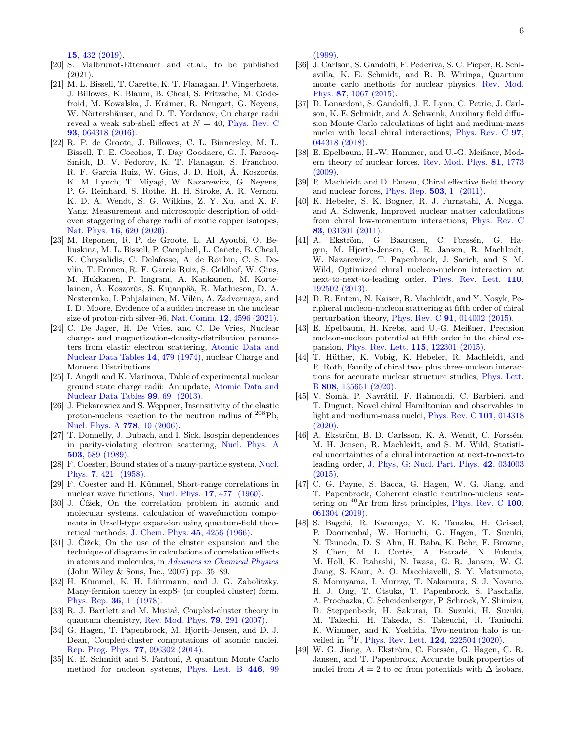**15**, 432 (2019).

[20] S. Malbrunot-Ettenauer and et.al., to be published (2021).

[21] M. L. Bissell, T. Carette, K. T. Flanagan, P. Vingerhoets, J. Billowes, K. Blaum, B. Cheal, S. Fritzsche, M. Godefroid, M. Kowalska, J. Krämer, R. Neugart, G. Neyens, W. Nörtershäuser, and D. T. Yordanov, Cu charge radii reveal a weak sub-shell effect at $N = 40$, Phys. Rev. C **93**, 064318 (2016).

[22] R. P. de Groote, J. Billowes, C. L. Binnersley, M. L. Bissell, T. E. Cocolios, T. Day Goodacre, G. J. Farooq-Smith, D. V. Fedorov, K. T. Flanagan, S. Franchoo, R. F. Garcia Ruiz, W. Gins, J. D. Holt, Á. Koszorús, K. M. Lynch, T. Miyagi, W. Nazarewicz, G. Neyens, P. G. Reinhard, S. Rothe, H. H. Stroke, A. R. Vernon, K. D. A. Wendt, S. G. Wilkins, Z. Y. Xu, and X. F. Yang, Measurement and microscopic description of odd-even staggering of charge radii of exotic copper isotopes, Nat. Phys. **16**, 620 (2020).

[23] M. Reponen, R. P. de Groote, L. Al Ayoubi, O. Beliuskina, M. L. Bissell, P. Campbell, L. Cañete, B. Cheal, K. Chrysalidis, C. Delafosse, A. de Roubin, C. S. Devlin, T. Eronen, R. F. Garcia Ruiz, S. Geldhof, W. Gins, M. Hukkanen, P. Imgram, A. Kankainen, M. Kortelainen, Á. Koszorús, S. Kujanpää, R. Mathieson, D. A. Nesterenko, I. Pohjalainen, M. Vilén, A. Zadvornaya, and I. D. Moore, Evidence of a sudden increase in the nuclear size of proton-rich silver-96, Nat. Comm. **12**, 4596 (2021).

[24] C. De Jager, H. De Vries, and C. De Vries, Nuclear charge- and magnetization-density-distribution parameters from elastic electron scattering, Atomic Data and Nuclear Data Tables **14**, 479 (1974), nuclear Charge and Moment Distributions.

[25] I. Angeli and K. Marinova, Table of experimental nuclear ground state charge radii: An update, Atomic Data and Nuclear Data Tables **99**, 69 (2013).

[26] J. Piekarewicz and S. Weppner, Insensitivity of the elastic proton-nucleus reaction to the neutron radius of $^{208}$Pb, Nucl. Phys. A **778**, 10 (2006).

[27] T. Donnelly, J. Dubach, and I. Sick, Isospin dependences in parity-violating electron scattering, Nucl. Phys. A **503**, 589 (1989).

[28] F. Coester, Bound states of a many-particle system, Nucl. Phys. **7**, 421 (1958).

[29] F. Coester and H. Kümmel, Short-range correlations in nuclear wave functions, Nucl. Phys. **17**, 477 (1960).

[30] J. Čížek, On the correlation problem in atomic and molecular systems. calculation of wavefunction components in Ursell-type expansion using quantum-field theoretical methods, J. Chem. Phys. **45**, 4256 (1966).

[31] J. Čížek, On the use of the cluster expansion and the technique of diagrams in calculations of correlation effects in atoms and molecules, in *Advances in Chemical Physics* (John Wiley & Sons, Inc., 2007) pp. 35–89.

[32] H. Kümmel, K. H. Lührmann, and J. G. Zabolitzky, Many-fermion theory in expS- (or coupled cluster) form, Phys. Rep. **36**, 1 (1978).

[33] R. J. Bartlett and M. Musiał, Coupled-cluster theory in quantum chemistry, Rev. Mod. Phys. **79**, 291 (2007).

[34] G. Hagen, T. Papenbrock, M. Hjorth-Jensen, and D. J. Dean, Coupled-cluster computations of atomic nuclei, Rep. Prog. Phys. **77**, 096302 (2014).

[35] K. E. Schmidt and S. Fantoni, A quantum Monte Carlo method for nucleon systems, Phys. Lett. B **446**, 99 (1999).

[36] J. Carlson, S. Gandolfi, F. Pederiva, S. C. Pieper, R. Schiavilla, K. E. Schmidt, and R. B. Wiringa, Quantum monte carlo methods for nuclear physics, Rev. Mod. Phys. **87**, 1067 (2015).

[37] D. Lonardoni, S. Gandolfi, J. E. Lynn, C. Petrie, J. Carlson, K. E. Schmidt, and A. Schwenk, Auxiliary field diffusion Monte Carlo calculations of light and medium-mass nuclei with local chiral interactions, Phys. Rev. C **97**, 044318 (2018).

[38] E. Epelbaum, H.-W. Hammer, and U.-G. Meißner, Modern theory of nuclear forces, Rev. Mod. Phys. **81**, 1773 (2009).

[39] R. Machleidt and D. Entem, Chiral effective field theory and nuclear forces, Phys. Rep. **503**, 1 (2011).

[40] K. Hebeler, S. K. Bogner, R. J. Furnstahl, A. Nogga, and A. Schwenk, Improved nuclear matter calculations from chiral low-momentum interactions, Phys. Rev. C **83**, 031301 (2011).

[41] A. Ekström, G. Baardsen, C. Forssén, G. Hagen, M. Hjorth-Jensen, G. R. Jansen, R. Machleidt, W. Nazarewicz, T. Papenbrock, J. Sarich, and S. M. Wild, Optimized chiral nucleon-nucleon interaction at next-to-next-to-leading order, Phys. Rev. Lett. **110**, 192502 (2013).

[42] D. R. Entem, N. Kaiser, R. Machleidt, and Y. Nosyk, Peripheral nucleon-nucleon scattering at fifth order of chiral perturbation theory, Phys. Rev. C **91**, 014002 (2015).

[43] E. Epelbaum, H. Krebs, and U.-G. Meißner, Precision nucleon-nucleon potential at fifth order in the chiral expansion, Phys. Rev. Lett. **115**, 122301 (2015).

[44] T. Hüther, K. Vobig, K. Hebeler, R. Machleidt, and R. Roth, Family of chiral two- plus three-nucleon interactions for accurate nuclear structure studies, Phys. Lett. B **808**, 135651 (2020).

[45] V. Somà, P. Navrátil, F. Raimondi, C. Barbieri, and T. Duguet, Novel chiral Hamiltonian and observables in light and medium-mass nuclei, Phys. Rev. C **101**, 014318 (2020).

[46] A. Ekström, B. D. Carlsson, K. A. Wendt, C. Forssén, M. H. Jensen, R. Machleidt, and S. M. Wild, Statistical uncertainties of a chiral interaction at next-to-next-to leading order, J. Phys, G: Nucl. Part. Phys. **42**, 034003 (2015).

[47] C. G. Payne, S. Bacca, G. Hagen, W. G. Jiang, and T. Papenbrock, Coherent elastic neutrino-nucleus scattering on $^{40}$Ar from first principles, Phys. Rev. C **100**, 061304 (2019).

[48] S. Bagchi, R. Kanungo, Y. K. Tanaka, H. Geissel, P. Doornenbal, W. Horiuchi, G. Hagen, T. Suzuki, N. Tsunoda, D. S. Ahn, H. Baba, K. Behr, F. Browne, S. Chen, M. L. Cortés, A. Estradé, N. Fukuda, M. Holl, K. Itahashi, N. Iwasa, G. R. Jansen, W. G. Jiang, S. Kaur, A. O. Macchiavelli, S. Y. Matsumoto, S. Momiyama, I. Murray, T. Nakamura, S. J. Novario, H. J. Ong, T. Otsuka, T. Papenbrock, S. Paschalis, A. Prochazka, C. Scheidenberger, P. Schrock, Y. Shimizu, D. Steppenbeck, H. Sakurai, D. Suzuki, H. Suzuki, M. Takechi, H. Takeda, S. Takeuchi, R. Taniuchi, K. Wimmer, and K. Yoshida, Two-neutron halo is unveiled in $^{29}$F, Phys. Rev. Lett. **124**, 222504 (2020).

[49] W. G. Jiang, A. Ekström, C. Forssén, G. Hagen, G. R. Jansen, and T. Papenbrock, Accurate bulk properties of nuclei from $A = 2$ to $\infty$ from potentials with $\Delta$ isobars,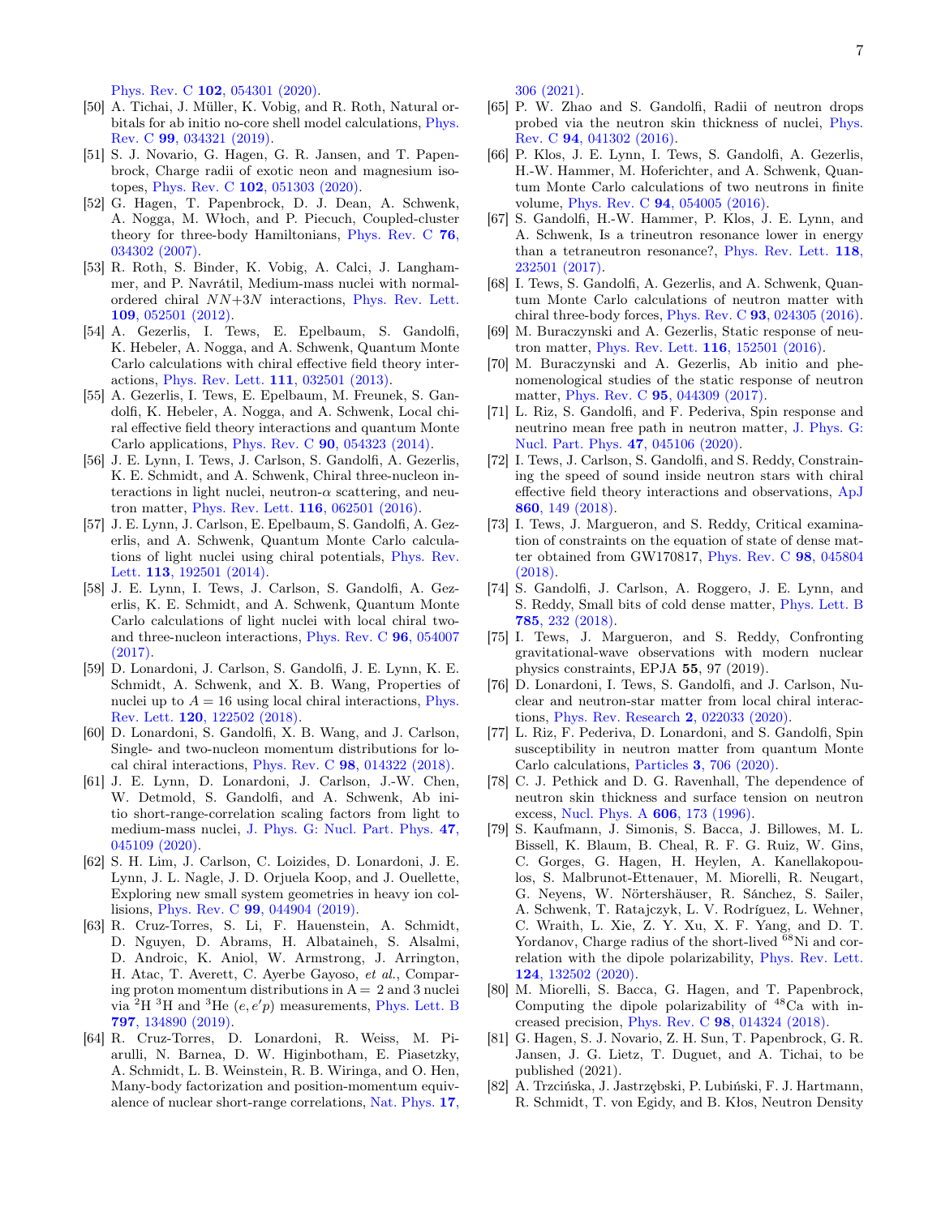Phys. Rev. C **102**, 054301 (2020).

[50] A. Tichai, J. Müller, K. Vobig, and R. Roth, Natural orbitals for ab initio no-core shell model calculations, Phys. Rev. C **99**, 034321 (2019).

[51] S. J. Novario, G. Hagen, G. R. Jansen, and T. Papenbrock, Charge radii of exotic neon and magnesium isotopes, Phys. Rev. C **102**, 051303 (2020).

[52] G. Hagen, T. Papenbrock, D. J. Dean, A. Schwenk, A. Nogga, M. Włoch, and P. Piecuch, Coupled-cluster theory for three-body Hamiltonians, Phys. Rev. C **76**, 034302 (2007).

[53] R. Roth, S. Binder, K. Vobig, A. Calci, J. Langhammer, and P. Navrátil, Medium-mass nuclei with normal-ordered chiral $NN+3N$ interactions, Phys. Rev. Lett. **109**, 052501 (2012).

[54] A. Gezerlis, I. Tews, E. Epelbaum, S. Gandolfi, K. Hebeler, A. Nogga, and A. Schwenk, Quantum Monte Carlo calculations with chiral effective field theory interactions, Phys. Rev. Lett. **111**, 032501 (2013).

[55] A. Gezerlis, I. Tews, E. Epelbaum, M. Freunek, S. Gandolfi, K. Hebeler, A. Nogga, and A. Schwenk, Local chiral effective field theory interactions and quantum Monte Carlo applications, Phys. Rev. C **90**, 054323 (2014).

[56] J. E. Lynn, I. Tews, J. Carlson, S. Gandolfi, A. Gezerlis, K. E. Schmidt, and A. Schwenk, Chiral three-nucleon interactions in light nuclei, neutron-$\alpha$ scattering, and neutron matter, Phys. Rev. Lett. **116**, 062501 (2016).

[57] J. E. Lynn, J. Carlson, E. Epelbaum, S. Gandolfi, A. Gezerlis, and A. Schwenk, Quantum Monte Carlo calculations of light nuclei using chiral potentials, Phys. Rev. Lett. **113**, 192501 (2014).

[58] J. E. Lynn, I. Tews, J. Carlson, S. Gandolfi, A. Gezerlis, K. E. Schmidt, and A. Schwenk, Quantum Monte Carlo calculations of light nuclei with local chiral two- and three-nucleon interactions, Phys. Rev. C **96**, 054007 (2017).

[59] D. Lonardoni, J. Carlson, S. Gandolfi, J. E. Lynn, K. E. Schmidt, A. Schwenk, and X. B. Wang, Properties of nuclei up to $A = 16$ using local chiral interactions, Phys. Rev. Lett. **120**, 122502 (2018).

[60] D. Lonardoni, S. Gandolfi, X. B. Wang, and J. Carlson, Single- and two-nucleon momentum distributions for local chiral interactions, Phys. Rev. C **98**, 014322 (2018).

[61] J. E. Lynn, D. Lonardoni, J. Carlson, J.-W. Chen, W. Detmold, S. Gandolfi, and A. Schwenk, Ab initio short-range-correlation scaling factors from light to medium-mass nuclei, J. Phys. G: Nucl. Part. Phys. **47**, 045109 (2020).

[62] S. H. Lim, J. Carlson, C. Loizides, D. Lonardoni, J. E. Lynn, J. L. Nagle, J. D. Orjuela Koop, and J. Ouellette, Exploring new small system geometries in heavy ion collisions, Phys. Rev. C **99**, 044904 (2019).

[63] R. Cruz-Torres, S. Li, F. Hauenstein, A. Schmidt, D. Nguyen, D. Abrams, H. Albataineh, S. Alsalmi, D. Androic, K. Aniol, W. Armstrong, J. Arrington, H. Atac, T. Averett, C. Ayerbe Gayoso, *et al.*, Comparing proton momentum distributions in A = 2 and 3 nuclei via $^{2}$H $^{3}$H and $^{3}$He $(e, e'p)$ measurements, Phys. Lett. B **797**, 134890 (2019).

[64] R. Cruz-Torres, D. Lonardoni, R. Weiss, M. Piarulli, N. Barnea, D. W. Higinbotham, E. Piasetzky, A. Schmidt, L. B. Weinstein, R. B. Wiringa, and O. Hen, Many-body factorization and position-momentum equivalence of nuclear short-range correlations, Nat. Phys. **17**, 306 (2021).

[65] P. W. Zhao and S. Gandolfi, Radii of neutron drops probed via the neutron skin thickness of nuclei, Phys. Rev. C **94**, 041302 (2016).

[66] P. Klos, J. E. Lynn, I. Tews, S. Gandolfi, A. Gezerlis, H.-W. Hammer, M. Hoferichter, and A. Schwenk, Quantum Monte Carlo calculations of two neutrons in finite volume, Phys. Rev. C **94**, 054005 (2016).

[67] S. Gandolfi, H.-W. Hammer, P. Klos, J. E. Lynn, and A. Schwenk, Is a trineutron resonance lower in energy than a tetraneutron resonance?, Phys. Rev. Lett. **118**, 232501 (2017).

[68] I. Tews, S. Gandolfi, A. Gezerlis, and A. Schwenk, Quantum Monte Carlo calculations of neutron matter with chiral three-body forces, Phys. Rev. C **93**, 024305 (2016).

[69] M. Buraczynski and A. Gezerlis, Static response of neutron matter, Phys. Rev. Lett. **116**, 152501 (2016).

[70] M. Buraczynski and A. Gezerlis, Ab initio and phenomenological studies of the static response of neutron matter, Phys. Rev. C **95**, 044309 (2017).

[71] L. Riz, S. Gandolfi, and F. Pederiva, Spin response and neutrino mean free path in neutron matter, J. Phys. G: Nucl. Part. Phys. **47**, 045106 (2020).

[72] I. Tews, J. Carlson, S. Gandolfi, and S. Reddy, Constraining the speed of sound inside neutron stars with chiral effective field theory interactions and observations, ApJ **860**, 149 (2018).

[73] I. Tews, J. Margueron, and S. Reddy, Critical examination of constraints on the equation of state of dense matter obtained from GW170817, Phys. Rev. C **98**, 045804 (2018).

[74] S. Gandolfi, J. Carlson, A. Roggero, J. E. Lynn, and S. Reddy, Small bits of cold dense matter, Phys. Lett. B **785**, 232 (2018).

[75] I. Tews, J. Margueron, and S. Reddy, Confronting gravitational-wave observations with modern nuclear physics constraints, EPJA **55**, 97 (2019).

[76] D. Lonardoni, I. Tews, S. Gandolfi, and J. Carlson, Nuclear and neutron-star matter from local chiral interactions, Phys. Rev. Research **2**, 022033 (2020).

[77] L. Riz, F. Pederiva, D. Lonardoni, and S. Gandolfi, Spin susceptibility in neutron matter from quantum Monte Carlo calculations, Particles **3**, 706 (2020).

[78] C. J. Pethick and D. G. Ravenhall, The dependence of neutron skin thickness and surface tension on neutron excess, Nucl. Phys. A **606**, 173 (1996).

[79] S. Kaufmann, J. Simonis, S. Bacca, J. Billowes, M. L. Bissell, K. Blaum, B. Cheal, R. F. G. Ruiz, W. Gins, C. Gorges, G. Hagen, H. Heylen, A. Kanellakopoulos, S. Malbrunot-Ettenauer, M. Miorelli, R. Neugart, G. Neyens, W. Nörtershäuser, R. Sánchez, S. Sailer, A. Schwenk, T. Ratajczyk, L. V. Rodríguez, L. Wehner, C. Wraith, L. Xie, Z. Y. Xu, X. F. Yang, and D. T. Yordanov, Charge radius of the short-lived $^{68}$Ni and correlation with the dipole polarizability, Phys. Rev. Lett. **124**, 132502 (2020).

[80] M. Miorelli, S. Bacca, G. Hagen, and T. Papenbrock, Computing the dipole polarizability of $^{48}$Ca with increased precision, Phys. Rev. C **98**, 014324 (2018).

[81] G. Hagen, S. J. Novario, Z. H. Sun, T. Papenbrock, G. R. Jansen, J. G. Lietz, T. Duguet, and A. Tichai, to be published (2021).

[82] A. Trzcińska, J. Jastrzębski, P. Lubiński, F. J. Hartmann, R. Schmidt, T. von Egidy, and B. Kłos, Neutron Density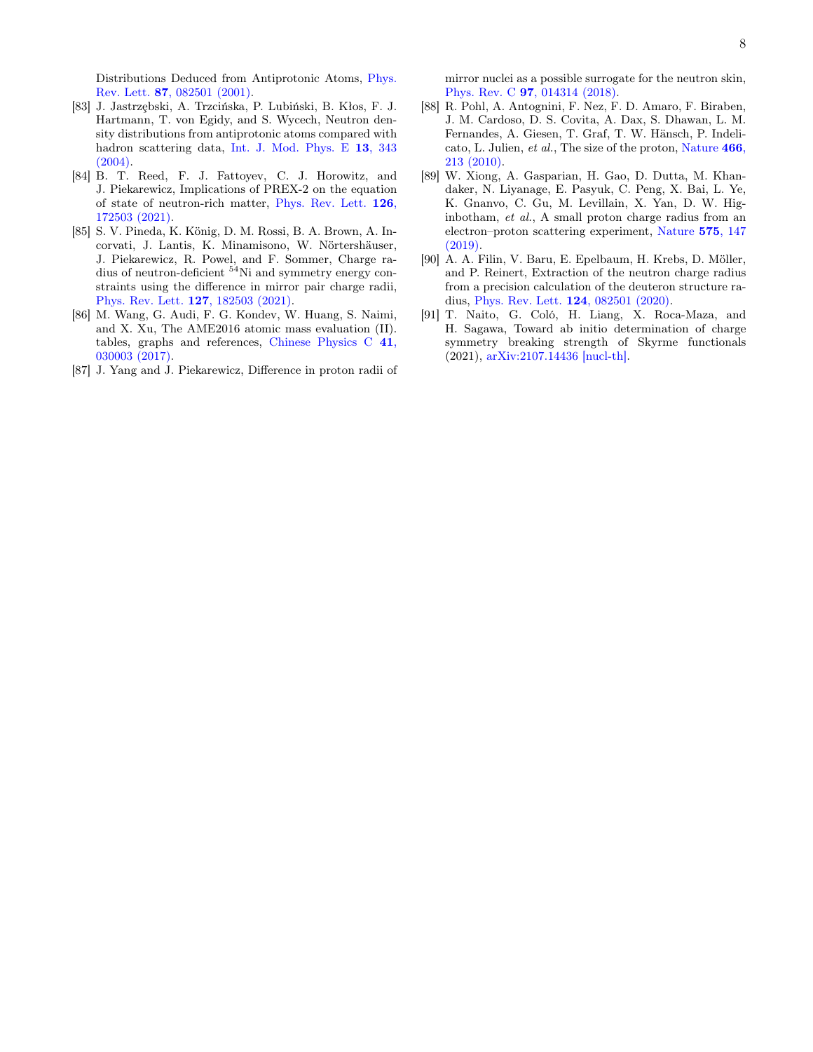Distributions Deduced from Antiprotonic Atoms, Phys. Rev. Lett. **87**, 082501 (2001).

[83] J. Jastrzębski, A. Trzcińska, P. Lubiński, B. Kłos, F. J. Hartmann, T. von Egidy, and S. Wycech, Neutron density distributions from antiprotonic atoms compared with hadron scattering data, Int. J. Mod. Phys. E **13**, 343 (2004).

[84] B. T. Reed, F. J. Fattoyev, C. J. Horowitz, and J. Piekarewicz, Implications of PREX-2 on the equation of state of neutron-rich matter, Phys. Rev. Lett. **126**, 172503 (2021).

[85] S. V. Pineda, K. König, D. M. Rossi, B. A. Brown, A. Incorvati, J. Lantis, K. Minamisono, W. Nörtershäuser, J. Piekarewicz, R. Powel, and F. Sommer, Charge radius of neutron-deficient $^{54}$Ni and symmetry energy constraints using the difference in mirror pair charge radii, Phys. Rev. Lett. **127**, 182503 (2021).

[86] M. Wang, G. Audi, F. G. Kondev, W. Huang, S. Naimi, and X. Xu, The AME2016 atomic mass evaluation (II). tables, graphs and references, Chinese Physics C **41**, 030003 (2017).

[87] J. Yang and J. Piekarewicz, Difference in proton radii of mirror nuclei as a possible surrogate for the neutron skin, Phys. Rev. C **97**, 014314 (2018).

[88] R. Pohl, A. Antognini, F. Nez, F. D. Amaro, F. Biraben, J. M. Cardoso, D. S. Covita, A. Dax, S. Dhawan, L. M. Fernandes, A. Giesen, T. Graf, T. W. Hänsch, P. Indelicato, L. Julien, *et al.*, The size of the proton, Nature **466**, 213 (2010).

[89] W. Xiong, A. Gasparian, H. Gao, D. Dutta, M. Khandaker, N. Liyanage, E. Pasyuk, C. Peng, X. Bai, L. Ye, K. Gnanvo, C. Gu, M. Levillain, X. Yan, D. W. Higinbotham, *et al.*, A small proton charge radius from an electron–proton scattering experiment, Nature **575**, 147 (2019).

[90] A. A. Filin, V. Baru, E. Epelbaum, H. Krebs, D. Möller, and P. Reinert, Extraction of the neutron charge radius from a precision calculation of the deuteron structure radius, Phys. Rev. Lett. **124**, 082501 (2020).

[91] T. Naito, G. Coló, H. Liang, X. Roca-Maza, and H. Sagawa, Toward ab initio determination of charge symmetry breaking strength of Skyrme functionals (2021), arXiv:2107.14436 [nucl-th].